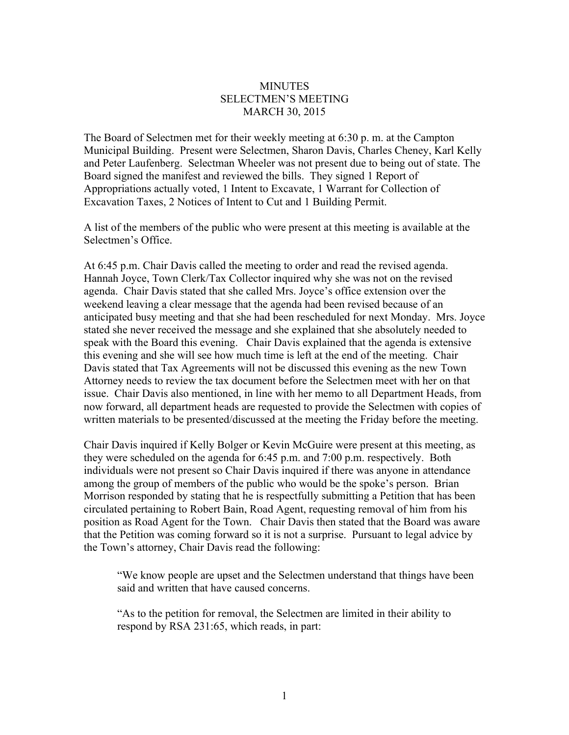# MINUTES
## SELECTMEN'S MEETING
## MARCH 30, 2015

The Board of Selectmen met for their weekly meeting at 6:30 p. m. at the Campton Municipal Building. Present were Selectmen, Sharon Davis, Charles Cheney, Karl Kelly and Peter Laufenberg. Selectman Wheeler was not present due to being out of state. The Board signed the manifest and reviewed the bills. They signed 1 Report of Appropriations actually voted, 1 Intent to Excavate, 1 Warrant for Collection of Excavation Taxes, 2 Notices of Intent to Cut and 1 Building Permit.

A list of the members of the public who were present at this meeting is available at the Selectmen's Office.

At 6:45 p.m. Chair Davis called the meeting to order and read the revised agenda. Hannah Joyce, Town Clerk/Tax Collector inquired why she was not on the revised agenda. Chair Davis stated that she called Mrs. Joyce's office extension over the weekend leaving a clear message that the agenda had been revised because of an anticipated busy meeting and that she had been rescheduled for next Monday. Mrs. Joyce stated she never received the message and she explained that she absolutely needed to speak with the Board this evening. Chair Davis explained that the agenda is extensive this evening and she will see how much time is left at the end of the meeting. Chair Davis stated that Tax Agreements will not be discussed this evening as the new Town Attorney needs to review the tax document before the Selectmen meet with her on that issue. Chair Davis also mentioned, in line with her memo to all Department Heads, from now forward, all department heads are requested to provide the Selectmen with copies of written materials to be presented/discussed at the meeting the Friday before the meeting.

Chair Davis inquired if Kelly Bolger or Kevin McGuire were present at this meeting, as they were scheduled on the agenda for 6:45 p.m. and 7:00 p.m. respectively. Both individuals were not present so Chair Davis inquired if there was anyone in attendance among the group of members of the public who would be the spoke's person. Brian Morrison responded by stating that he is respectfully submitting a Petition that has been circulated pertaining to Robert Bain, Road Agent, requesting removal of him from his position as Road Agent for the Town. Chair Davis then stated that the Board was aware that the Petition was coming forward so it is not a surprise. Pursuant to legal advice by the Town's attorney, Chair Davis read the following:

> "We know people are upset and the Selectmen understand that things have been said and written that have caused concerns.
>
> "As to the petition for removal, the Selectmen are limited in their ability to respond by RSA 231:65, which reads, in part: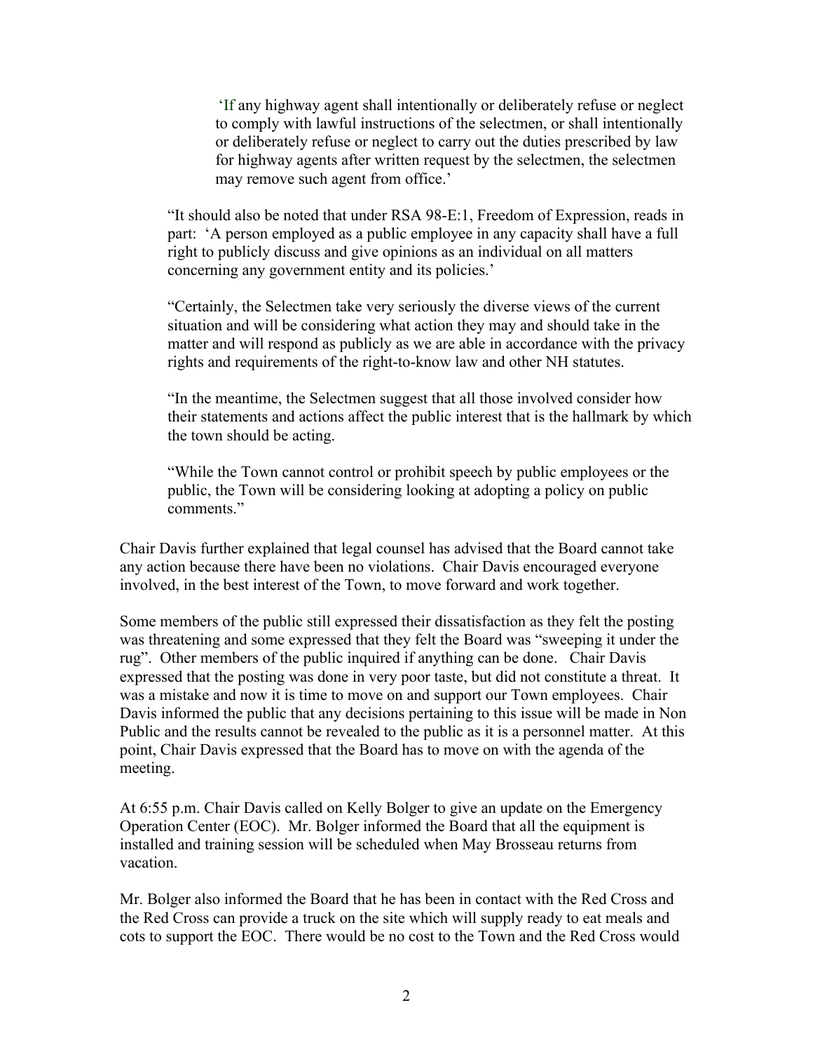> 'If any highway agent shall intentionally or deliberately refuse or neglect to comply with lawful instructions of the selectmen, or shall intentionally or deliberately refuse or neglect to carry out the duties prescribed by law for highway agents after written request by the selectmen, the selectmen may remove such agent from office.'

> "It should also be noted that under RSA 98-E:1, Freedom of Expression, reads in part: 'A person employed as a public employee in any capacity shall have a full right to publicly discuss and give opinions as an individual on all matters concerning any government entity and its policies.'
>
> "Certainly, the Selectmen take very seriously the diverse views of the current situation and will be considering what action they may and should take in the matter and will respond as publicly as we are able in accordance with the privacy rights and requirements of the right-to-know law and other NH statutes.
>
> "In the meantime, the Selectmen suggest that all those involved consider how their statements and actions affect the public interest that is the hallmark by which the town should be acting.
>
> "While the Town cannot control or prohibit speech by public employees or the public, the Town will be considering looking at adopting a policy on public comments."

Chair Davis further explained that legal counsel has advised that the Board cannot take any action because there have been no violations. Chair Davis encouraged everyone involved, in the best interest of the Town, to move forward and work together.

Some members of the public still expressed their dissatisfaction as they felt the posting was threatening and some expressed that they felt the Board was "sweeping it under the rug". Other members of the public inquired if anything can be done. Chair Davis expressed that the posting was done in very poor taste, but did not constitute a threat. It was a mistake and now it is time to move on and support our Town employees. Chair Davis informed the public that any decisions pertaining to this issue will be made in Non Public and the results cannot be revealed to the public as it is a personnel matter. At this point, Chair Davis expressed that the Board has to move on with the agenda of the meeting.

At 6:55 p.m. Chair Davis called on Kelly Bolger to give an update on the Emergency Operation Center (EOC). Mr. Bolger informed the Board that all the equipment is installed and training session will be scheduled when May Brosseau returns from vacation.

Mr. Bolger also informed the Board that he has been in contact with the Red Cross and the Red Cross can provide a truck on the site which will supply ready to eat meals and cots to support the EOC. There would be no cost to the Town and the Red Cross would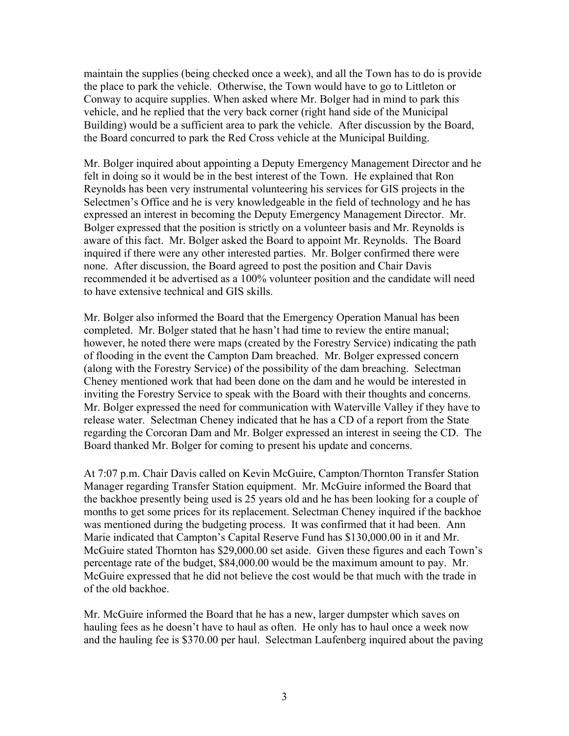maintain the supplies (being checked once a week), and all the Town has to do is provide the place to park the vehicle. Otherwise, the Town would have to go to Littleton or Conway to acquire supplies. When asked where Mr. Bolger had in mind to park this vehicle, and he replied that the very back corner (right hand side of the Municipal Building) would be a sufficient area to park the vehicle. After discussion by the Board, the Board concurred to park the Red Cross vehicle at the Municipal Building.

Mr. Bolger inquired about appointing a Deputy Emergency Management Director and he felt in doing so it would be in the best interest of the Town. He explained that Ron Reynolds has been very instrumental volunteering his services for GIS projects in the Selectmen's Office and he is very knowledgeable in the field of technology and he has expressed an interest in becoming the Deputy Emergency Management Director. Mr. Bolger expressed that the position is strictly on a volunteer basis and Mr. Reynolds is aware of this fact. Mr. Bolger asked the Board to appoint Mr. Reynolds. The Board inquired if there were any other interested parties. Mr. Bolger confirmed there were none. After discussion, the Board agreed to post the position and Chair Davis recommended it be advertised as a 100% volunteer position and the candidate will need to have extensive technical and GIS skills.

Mr. Bolger also informed the Board that the Emergency Operation Manual has been completed. Mr. Bolger stated that he hasn't had time to review the entire manual; however, he noted there were maps (created by the Forestry Service) indicating the path of flooding in the event the Campton Dam breached. Mr. Bolger expressed concern (along with the Forestry Service) of the possibility of the dam breaching. Selectman Cheney mentioned work that had been done on the dam and he would be interested in inviting the Forestry Service to speak with the Board with their thoughts and concerns. Mr. Bolger expressed the need for communication with Waterville Valley if they have to release water. Selectman Cheney indicated that he has a CD of a report from the State regarding the Corcoran Dam and Mr. Bolger expressed an interest in seeing the CD. The Board thanked Mr. Bolger for coming to present his update and concerns.

At 7:07 p.m. Chair Davis called on Kevin McGuire, Campton/Thornton Transfer Station Manager regarding Transfer Station equipment. Mr. McGuire informed the Board that the backhoe presently being used is 25 years old and he has been looking for a couple of months to get some prices for its replacement. Selectman Cheney inquired if the backhoe was mentioned during the budgeting process. It was confirmed that it had been. Ann Marie indicated that Campton's Capital Reserve Fund has $130,000.00 in it and Mr. McGuire stated Thornton has $29,000.00 set aside. Given these figures and each Town's percentage rate of the budget, $84,000.00 would be the maximum amount to pay. Mr. McGuire expressed that he did not believe the cost would be that much with the trade in of the old backhoe.

Mr. McGuire informed the Board that he has a new, larger dumpster which saves on hauling fees as he doesn't have to haul as often. He only has to haul once a week now and the hauling fee is $370.00 per haul. Selectman Laufenberg inquired about the paving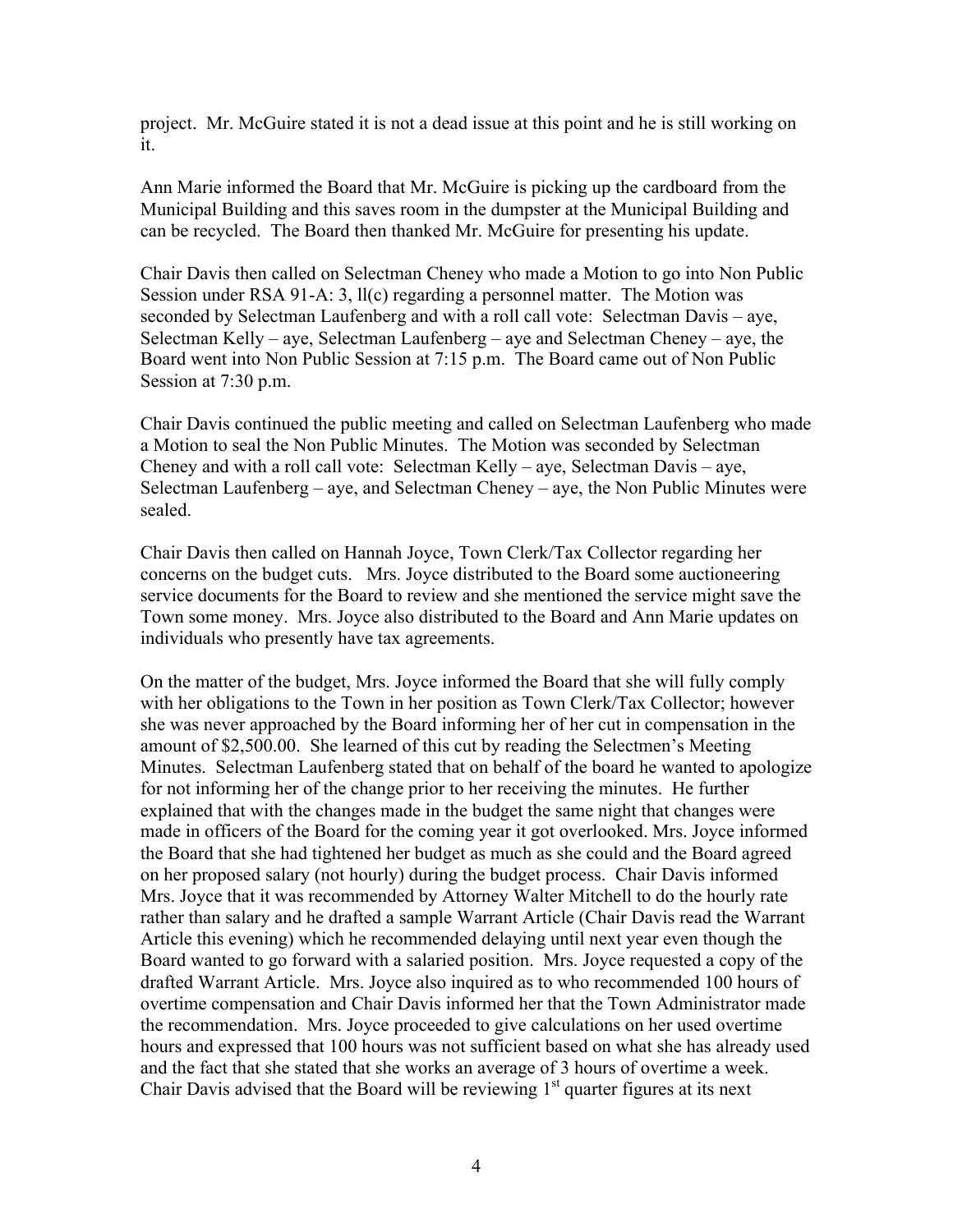project. Mr. McGuire stated it is not a dead issue at this point and he is still working on it.

Ann Marie informed the Board that Mr. McGuire is picking up the cardboard from the Municipal Building and this saves room in the dumpster at the Municipal Building and can be recycled. The Board then thanked Mr. McGuire for presenting his update.

Chair Davis then called on Selectman Cheney who made a Motion to go into Non Public Session under RSA 91-A: 3, ll(c) regarding a personnel matter. The Motion was seconded by Selectman Laufenberg and with a roll call vote: Selectman Davis – aye, Selectman Kelly – aye, Selectman Laufenberg – aye and Selectman Cheney – aye, the Board went into Non Public Session at 7:15 p.m. The Board came out of Non Public Session at 7:30 p.m.

Chair Davis continued the public meeting and called on Selectman Laufenberg who made a Motion to seal the Non Public Minutes. The Motion was seconded by Selectman Cheney and with a roll call vote: Selectman Kelly – aye, Selectman Davis – aye, Selectman Laufenberg – aye, and Selectman Cheney – aye, the Non Public Minutes were sealed.

Chair Davis then called on Hannah Joyce, Town Clerk/Tax Collector regarding her concerns on the budget cuts. Mrs. Joyce distributed to the Board some auctioneering service documents for the Board to review and she mentioned the service might save the Town some money. Mrs. Joyce also distributed to the Board and Ann Marie updates on individuals who presently have tax agreements.

On the matter of the budget, Mrs. Joyce informed the Board that she will fully comply with her obligations to the Town in her position as Town Clerk/Tax Collector; however she was never approached by the Board informing her of her cut in compensation in the amount of $2,500.00. She learned of this cut by reading the Selectmen's Meeting Minutes. Selectman Laufenberg stated that on behalf of the board he wanted to apologize for not informing her of the change prior to her receiving the minutes. He further explained that with the changes made in the budget the same night that changes were made in officers of the Board for the coming year it got overlooked. Mrs. Joyce informed the Board that she had tightened her budget as much as she could and the Board agreed on her proposed salary (not hourly) during the budget process. Chair Davis informed Mrs. Joyce that it was recommended by Attorney Walter Mitchell to do the hourly rate rather than salary and he drafted a sample Warrant Article (Chair Davis read the Warrant Article this evening) which he recommended delaying until next year even though the Board wanted to go forward with a salaried position. Mrs. Joyce requested a copy of the drafted Warrant Article. Mrs. Joyce also inquired as to who recommended 100 hours of overtime compensation and Chair Davis informed her that the Town Administrator made the recommendation. Mrs. Joyce proceeded to give calculations on her used overtime hours and expressed that 100 hours was not sufficient based on what she has already used and the fact that she stated that she works an average of 3 hours of overtime a week. Chair Davis advised that the Board will be reviewing 1st quarter figures at its next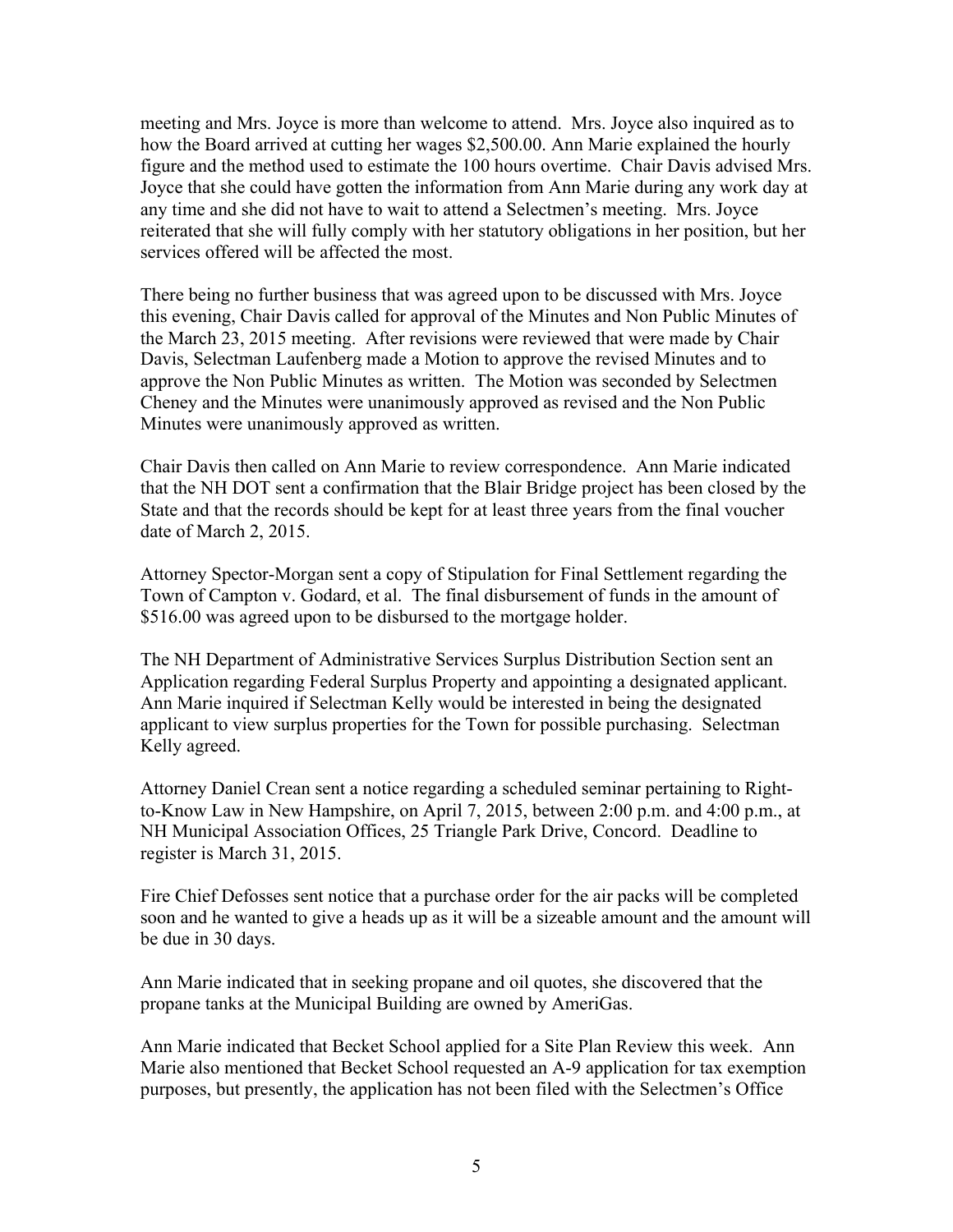meeting and Mrs. Joyce is more than welcome to attend. Mrs. Joyce also inquired as to how the Board arrived at cutting her wages $2,500.00. Ann Marie explained the hourly figure and the method used to estimate the 100 hours overtime. Chair Davis advised Mrs. Joyce that she could have gotten the information from Ann Marie during any work day at any time and she did not have to wait to attend a Selectmen's meeting. Mrs. Joyce reiterated that she will fully comply with her statutory obligations in her position, but her services offered will be affected the most.

There being no further business that was agreed upon to be discussed with Mrs. Joyce this evening, Chair Davis called for approval of the Minutes and Non Public Minutes of the March 23, 2015 meeting. After revisions were reviewed that were made by Chair Davis, Selectman Laufenberg made a Motion to approve the revised Minutes and to approve the Non Public Minutes as written. The Motion was seconded by Selectmen Cheney and the Minutes were unanimously approved as revised and the Non Public Minutes were unanimously approved as written.

Chair Davis then called on Ann Marie to review correspondence. Ann Marie indicated that the NH DOT sent a confirmation that the Blair Bridge project has been closed by the State and that the records should be kept for at least three years from the final voucher date of March 2, 2015.

Attorney Spector-Morgan sent a copy of Stipulation for Final Settlement regarding the Town of Campton v. Godard, et al. The final disbursement of funds in the amount of $516.00 was agreed upon to be disbursed to the mortgage holder.

The NH Department of Administrative Services Surplus Distribution Section sent an Application regarding Federal Surplus Property and appointing a designated applicant. Ann Marie inquired if Selectman Kelly would be interested in being the designated applicant to view surplus properties for the Town for possible purchasing. Selectman Kelly agreed.

Attorney Daniel Crean sent a notice regarding a scheduled seminar pertaining to Right-to-Know Law in New Hampshire, on April 7, 2015, between 2:00 p.m. and 4:00 p.m., at NH Municipal Association Offices, 25 Triangle Park Drive, Concord. Deadline to register is March 31, 2015.

Fire Chief Defosses sent notice that a purchase order for the air packs will be completed soon and he wanted to give a heads up as it will be a sizeable amount and the amount will be due in 30 days.

Ann Marie indicated that in seeking propane and oil quotes, she discovered that the propane tanks at the Municipal Building are owned by AmeriGas.

Ann Marie indicated that Becket School applied for a Site Plan Review this week. Ann Marie also mentioned that Becket School requested an A-9 application for tax exemption purposes, but presently, the application has not been filed with the Selectmen's Office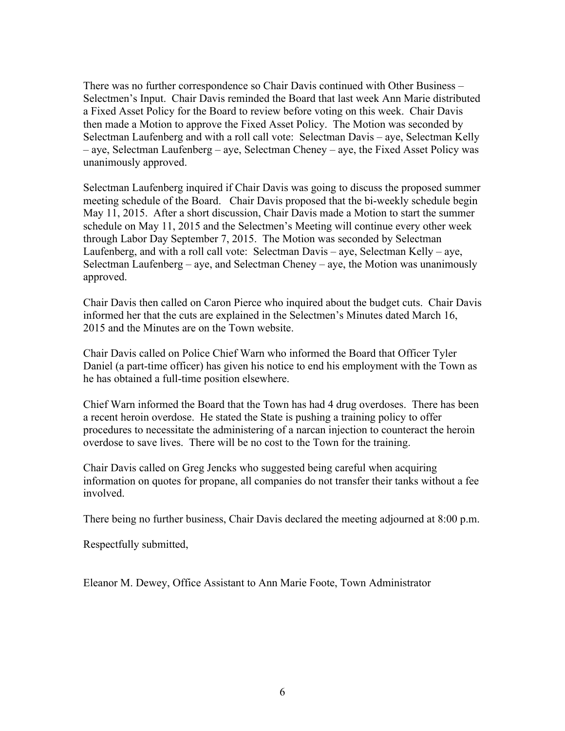There was no further correspondence so Chair Davis continued with Other Business – Selectmen's Input. Chair Davis reminded the Board that last week Ann Marie distributed a Fixed Asset Policy for the Board to review before voting on this week. Chair Davis then made a Motion to approve the Fixed Asset Policy. The Motion was seconded by Selectman Laufenberg and with a roll call vote: Selectman Davis – aye, Selectman Kelly – aye, Selectman Laufenberg – aye, Selectman Cheney – aye, the Fixed Asset Policy was unanimously approved.

Selectman Laufenberg inquired if Chair Davis was going to discuss the proposed summer meeting schedule of the Board. Chair Davis proposed that the bi-weekly schedule begin May 11, 2015. After a short discussion, Chair Davis made a Motion to start the summer schedule on May 11, 2015 and the Selectmen's Meeting will continue every other week through Labor Day September 7, 2015. The Motion was seconded by Selectman Laufenberg, and with a roll call vote: Selectman Davis – aye, Selectman Kelly – aye, Selectman Laufenberg – aye, and Selectman Cheney – aye, the Motion was unanimously approved.

Chair Davis then called on Caron Pierce who inquired about the budget cuts. Chair Davis informed her that the cuts are explained in the Selectmen's Minutes dated March 16, 2015 and the Minutes are on the Town website.

Chair Davis called on Police Chief Warn who informed the Board that Officer Tyler Daniel (a part-time officer) has given his notice to end his employment with the Town as he has obtained a full-time position elsewhere.

Chief Warn informed the Board that the Town has had 4 drug overdoses. There has been a recent heroin overdose. He stated the State is pushing a training policy to offer procedures to necessitate the administering of a narcan injection to counteract the heroin overdose to save lives. There will be no cost to the Town for the training.

Chair Davis called on Greg Jencks who suggested being careful when acquiring information on quotes for propane, all companies do not transfer their tanks without a fee involved.

There being no further business, Chair Davis declared the meeting adjourned at 8:00 p.m.

Respectfully submitted,

Eleanor M. Dewey, Office Assistant to Ann Marie Foote, Town Administrator